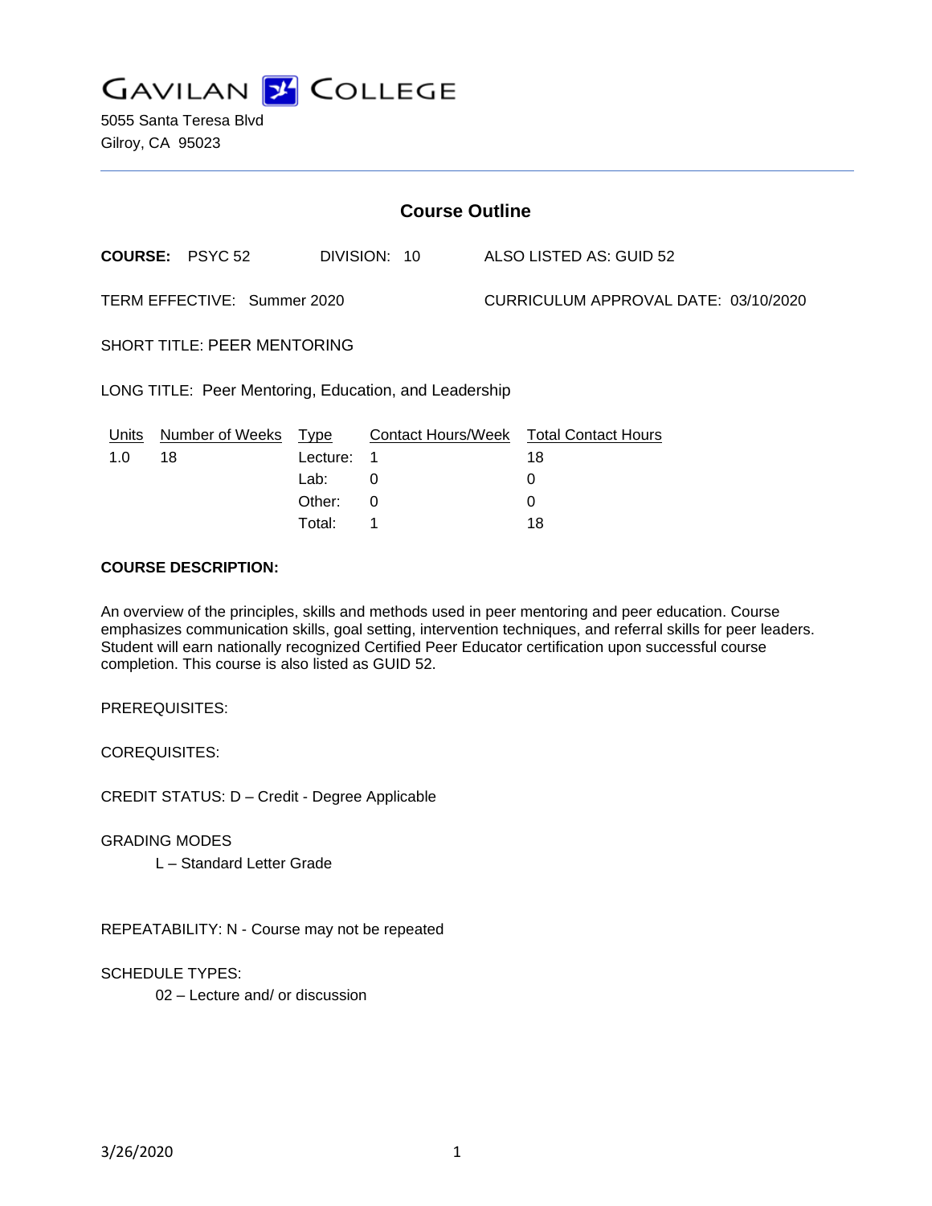# GAVILAN COLLEGE

5055 Santa Teresa Blvd
Gilroy, CA 95023

## Course Outline

**COURSE:** PSYC 52 DIVISION: 10 ALSO LISTED AS: GUID 52

TERM EFFECTIVE: Summer 2020 CURRICULUM APPROVAL DATE: 03/10/2020

SHORT TITLE: PEER MENTORING

LONG TITLE: Peer Mentoring, Education, and Leadership

| Units | Number of Weeks | Type | Contact Hours/Week | Total Contact Hours |
|---|---|---|---|---|
| 1.0 | 18 | Lecture: | 1 | 18 |
| | | Lab: | 0 | 0 |
| | | Other: | 0 | 0 |
| | | Total: | 1 | 18 |

**COURSE DESCRIPTION:**

An overview of the principles, skills and methods used in peer mentoring and peer education. Course emphasizes communication skills, goal setting, intervention techniques, and referral skills for peer leaders. Student will earn nationally recognized Certified Peer Educator certification upon successful course completion. This course is also listed as GUID 52.

PREREQUISITES:

COREQUISITES:

CREDIT STATUS: D – Credit - Degree Applicable

GRADING MODES

L – Standard Letter Grade

REPEATABILITY: N - Course may not be repeated

SCHEDULE TYPES:

02 – Lecture and/ or discussion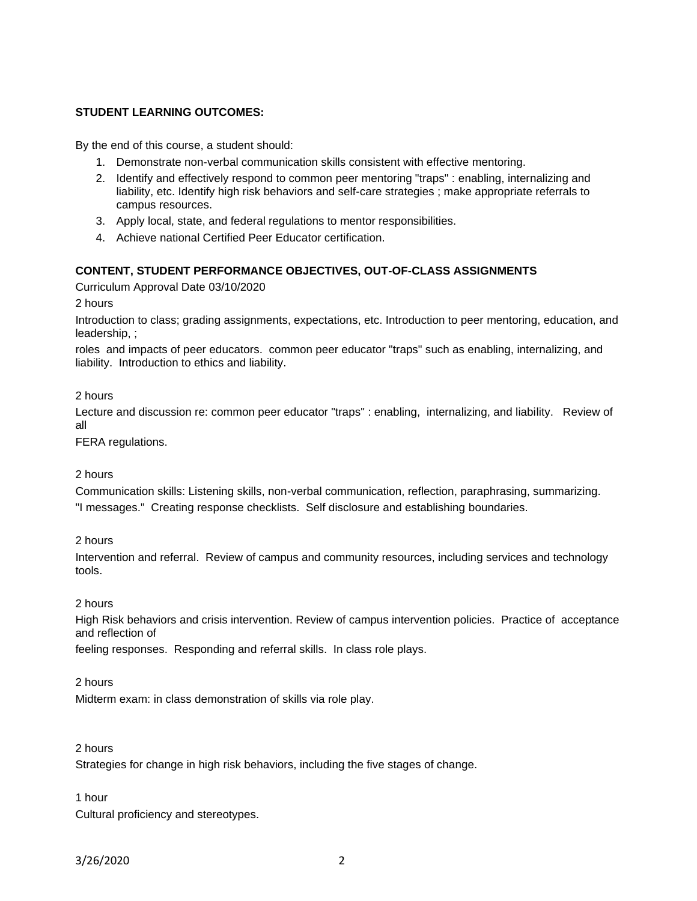**STUDENT LEARNING OUTCOMES:**

By the end of this course, a student should:

1. Demonstrate non-verbal communication skills consistent with effective mentoring.
2. Identify and effectively respond to common peer mentoring "traps" : enabling, internalizing and liability, etc. Identify high risk behaviors and self-care strategies ; make appropriate referrals to campus resources.
3. Apply local, state, and federal regulations to mentor responsibilities.
4. Achieve national Certified Peer Educator certification.

**CONTENT, STUDENT PERFORMANCE OBJECTIVES, OUT-OF-CLASS ASSIGNMENTS**

Curriculum Approval Date 03/10/2020

2 hours

Introduction to class; grading assignments, expectations, etc. Introduction to peer mentoring, education, and leadership, ;

roles and impacts of peer educators. common peer educator "traps" such as enabling, internalizing, and liability. Introduction to ethics and liability.

2 hours

Lecture and discussion re: common peer educator "traps" : enabling, internalizing, and liability. Review of all

FERA regulations.

2 hours

Communication skills: Listening skills, non-verbal communication, reflection, paraphrasing, summarizing. "I messages." Creating response checklists. Self disclosure and establishing boundaries.

2 hours

Intervention and referral. Review of campus and community resources, including services and technology tools.

2 hours

High Risk behaviors and crisis intervention. Review of campus intervention policies. Practice of acceptance and reflection of

feeling responses. Responding and referral skills. In class role plays.

2 hours

Midterm exam: in class demonstration of skills via role play.

2 hours

Strategies for change in high risk behaviors, including the five stages of change.

1 hour

Cultural proficiency and stereotypes.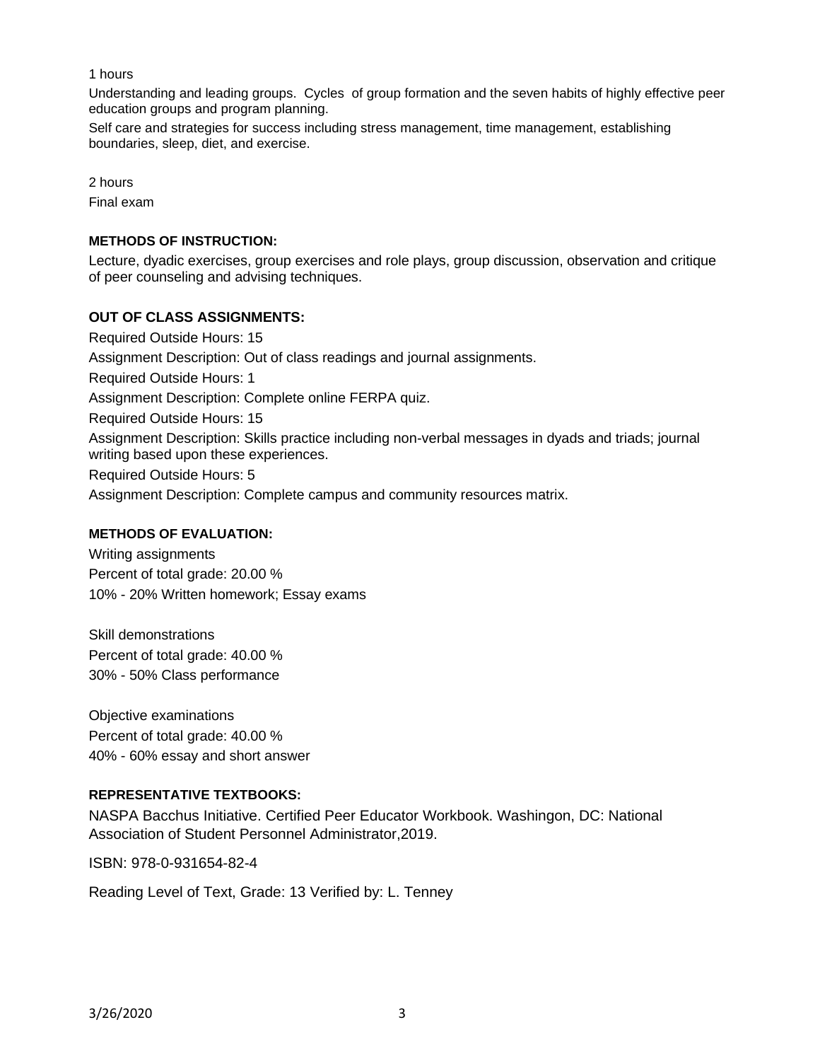1 hours

Understanding and leading groups. Cycles of group formation and the seven habits of highly effective peer education groups and program planning.

Self care and strategies for success including stress management, time management, establishing boundaries, sleep, diet, and exercise.

2 hours

Final exam

**METHODS OF INSTRUCTION:**

Lecture, dyadic exercises, group exercises and role plays, group discussion, observation and critique of peer counseling and advising techniques.

**OUT OF CLASS ASSIGNMENTS:**

Required Outside Hours: 15

Assignment Description: Out of class readings and journal assignments.

Required Outside Hours: 1

Assignment Description: Complete online FERPA quiz.

Required Outside Hours: 15

Assignment Description: Skills practice including non-verbal messages in dyads and triads; journal writing based upon these experiences.

Required Outside Hours: 5

Assignment Description: Complete campus and community resources matrix.

**METHODS OF EVALUATION:**

Writing assignments
Percent of total grade: 20.00 %
10% - 20% Written homework; Essay exams

Skill demonstrations
Percent of total grade: 40.00 %
30% - 50% Class performance

Objective examinations
Percent of total grade: 40.00 %
40% - 60% essay and short answer

**REPRESENTATIVE TEXTBOOKS:**

NASPA Bacchus Initiative. Certified Peer Educator Workbook. Washingon, DC: National Association of Student Personnel Administrator,2019.

ISBN: 978-0-931654-82-4

Reading Level of Text, Grade: 13 Verified by: L. Tenney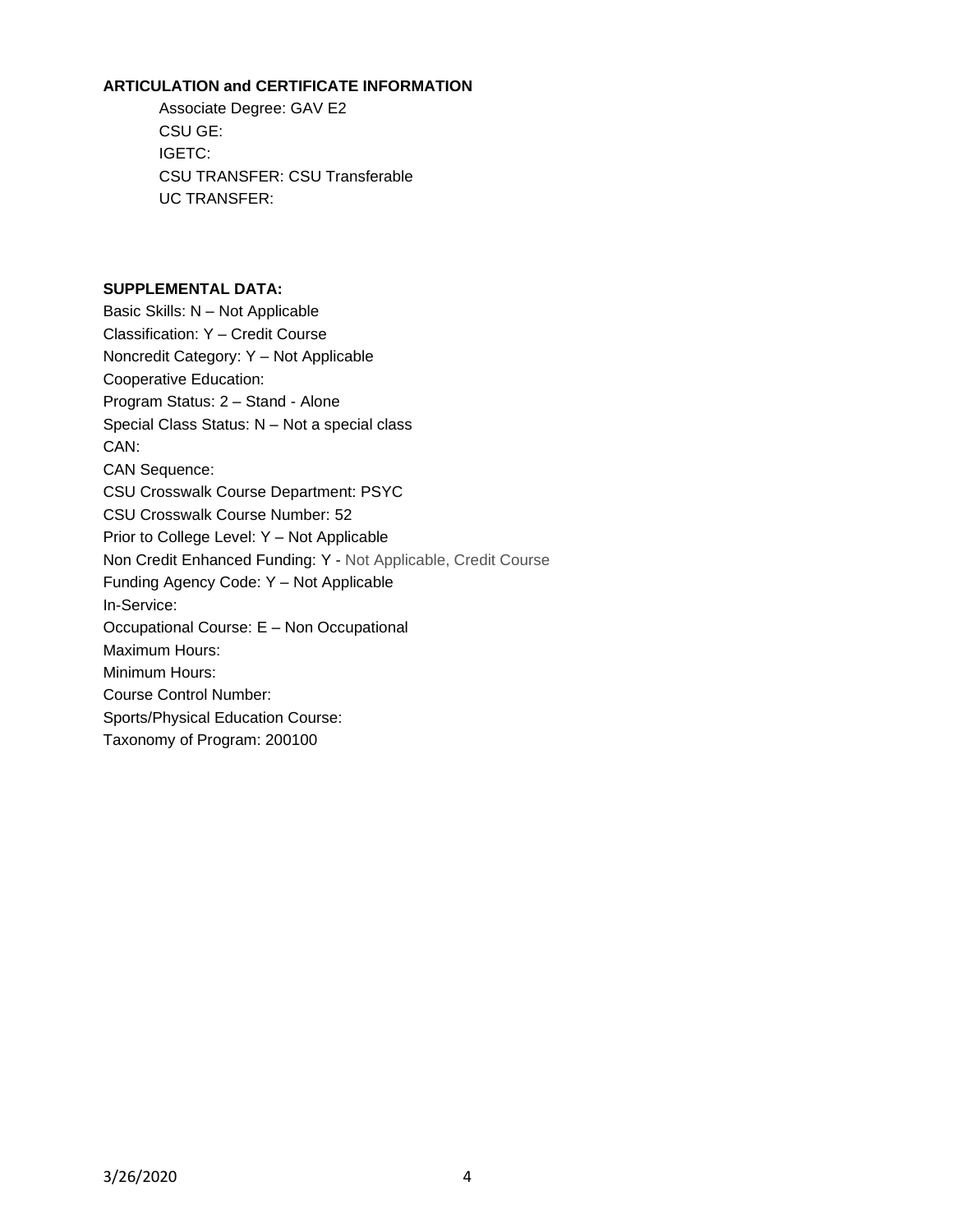**ARTICULATION and CERTIFICATE INFORMATION**

Associate Degree: GAV E2
CSU GE:
IGETC:
CSU TRANSFER: CSU Transferable
UC TRANSFER:

**SUPPLEMENTAL DATA:**

Basic Skills: N – Not Applicable
Classification: Y – Credit Course
Noncredit Category: Y – Not Applicable
Cooperative Education:
Program Status: 2 – Stand - Alone
Special Class Status: N – Not a special class
CAN:
CAN Sequence:
CSU Crosswalk Course Department: PSYC
CSU Crosswalk Course Number: 52
Prior to College Level: Y – Not Applicable
Non Credit Enhanced Funding: Y - Not Applicable, Credit Course
Funding Agency Code: Y – Not Applicable
In-Service:
Occupational Course: E – Non Occupational
Maximum Hours:
Minimum Hours:
Course Control Number:
Sports/Physical Education Course:
Taxonomy of Program: 200100